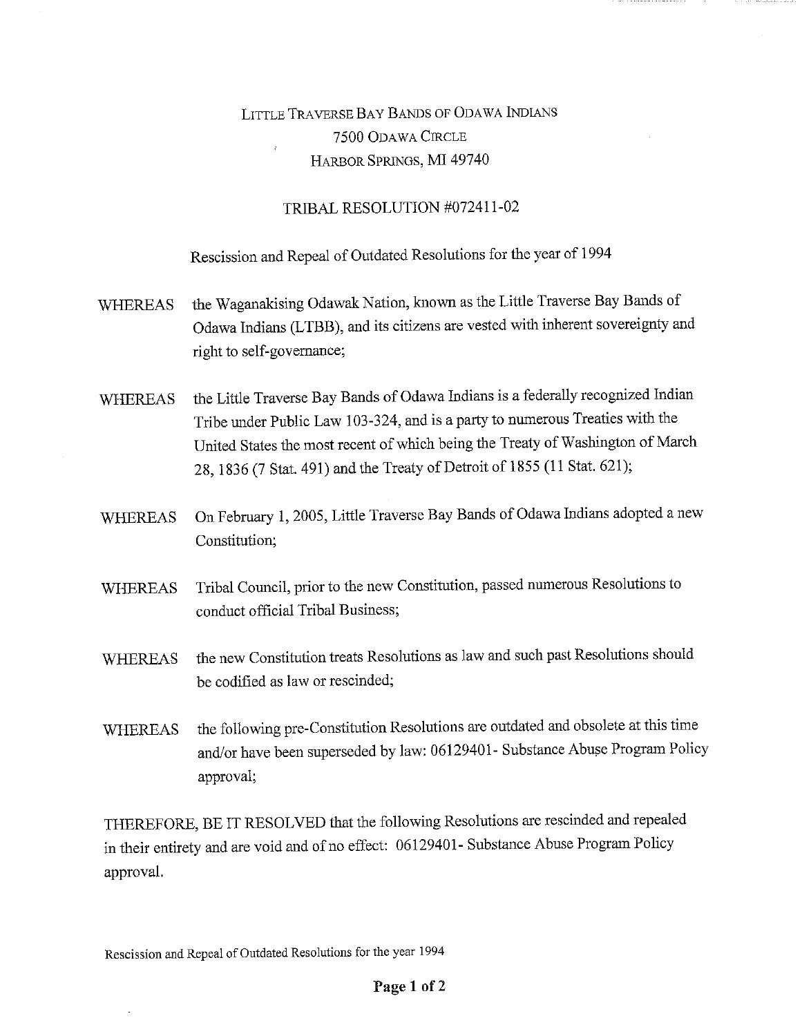LITTLE TRAVERSE BAY BANDS OF ODAWA INDIANS
7500 ODAWA CIRCLE
HARBOR SPRINGS, MI 49740

# TRIBAL RESOLUTION #072411-02

## Rescission and Repeal of Outdated Resolutions for the year of 1994

WHEREAS the Waganakising Odawak Nation, known as the Little Traverse Bay Bands of Odawa Indians (LTBB), and its citizens are vested with inherent sovereignty and right to self-governance;

WHEREAS the Little Traverse Bay Bands of Odawa Indians is a federally recognized Indian Tribe under Public Law 103-324, and is a party to numerous Treaties with the United States the most recent of which being the Treaty of Washington of March 28, 1836 (7 Stat. 491) and the Treaty of Detroit of 1855 (11 Stat. 621);

WHEREAS On February 1, 2005, Little Traverse Bay Bands of Odawa Indians adopted a new Constitution;

WHEREAS Tribal Council, prior to the new Constitution, passed numerous Resolutions to conduct official Tribal Business;

WHEREAS the new Constitution treats Resolutions as law and such past Resolutions should be codified as law or rescinded;

WHEREAS the following pre-Constitution Resolutions are outdated and obsolete at this time and/or have been superseded by law: 06129401- Substance Abuse Program Policy approval;

THEREFORE, BE IT RESOLVED that the following Resolutions are rescinded and repealed in their entirety and are void and of no effect: 06129401- Substance Abuse Program Policy approval.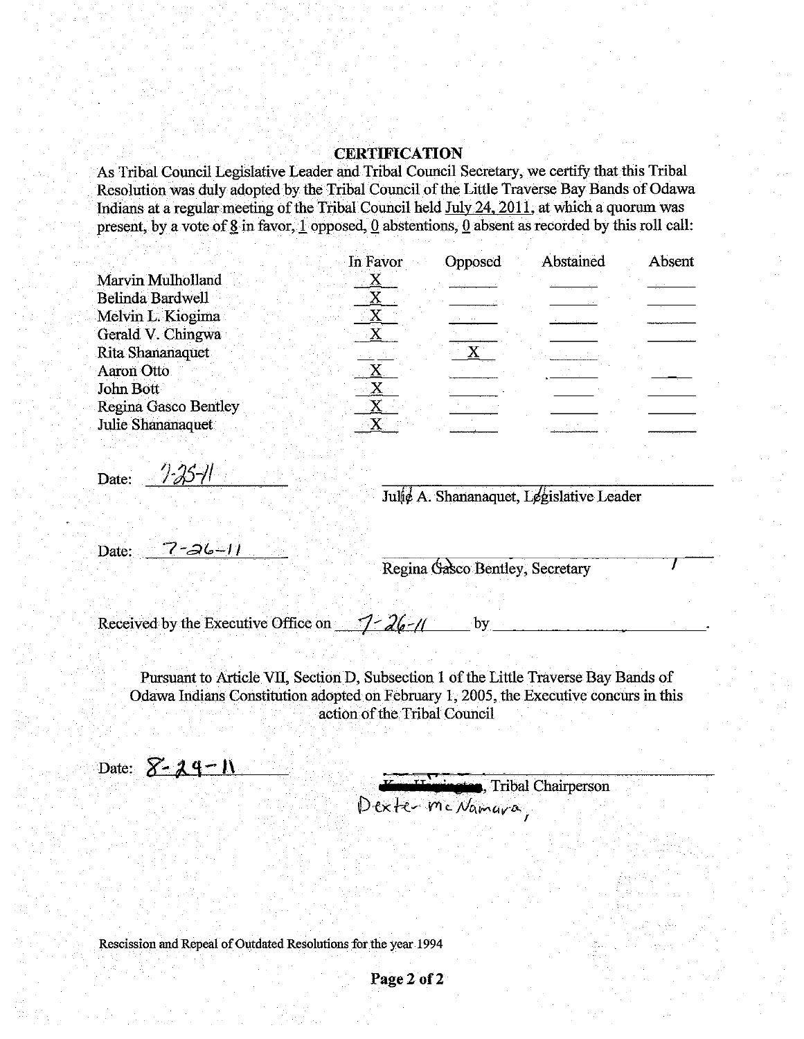## CERTIFICATION

As Tribal Council Legislative Leader and Tribal Council Secretary, we certify that this Tribal Resolution was duly adopted by the Tribal Council of the Little Traverse Bay Bands of Odawa Indians at a regular meeting of the Tribal Council held July 24, 2011, at which a quorum was present, by a vote of 8 in favor, 1 opposed, 0 abstentions, 0 absent as recorded by this roll call:

| | In Favor | Opposed | Abstained | Absent |
|---|---|---|---|---|
| Marvin Mulholland | X | | | |
| Belinda Bardwell | X | | | |
| Melvin L. Kiogima | X | | | |
| Gerald V. Chingwa | X | | | |
| Rita Shananaquet | | X | | |
| Aaron Otto | X | | | |
| John Bott | X | | | |
| Regina Gasco Bentley | X | | | |
| Julie Shananaquet | X | | | |

Date: 7-25-11

Julie A. Shananaquet, Legislative Leader

Date: 7-26-11

Regina Gasco Bentley, Secretary

Received by the Executive Office on 7-26-11 by \_\_\_\_\_\_\_\_\_\_\_\_\_\_\_\_.

Pursuant to Article VII, Section D, Subsection 1 of the Little Traverse Bay Bands of Odawa Indians Constitution adopted on February 1, 2005, the Executive concurs in this action of the Tribal Council

Date: 8-29-11

~~Ken Harrington~~, Tribal Chairperson
Dexter McNamara,

Rescission and Repeal of Outdated Resolutions for the year 1994